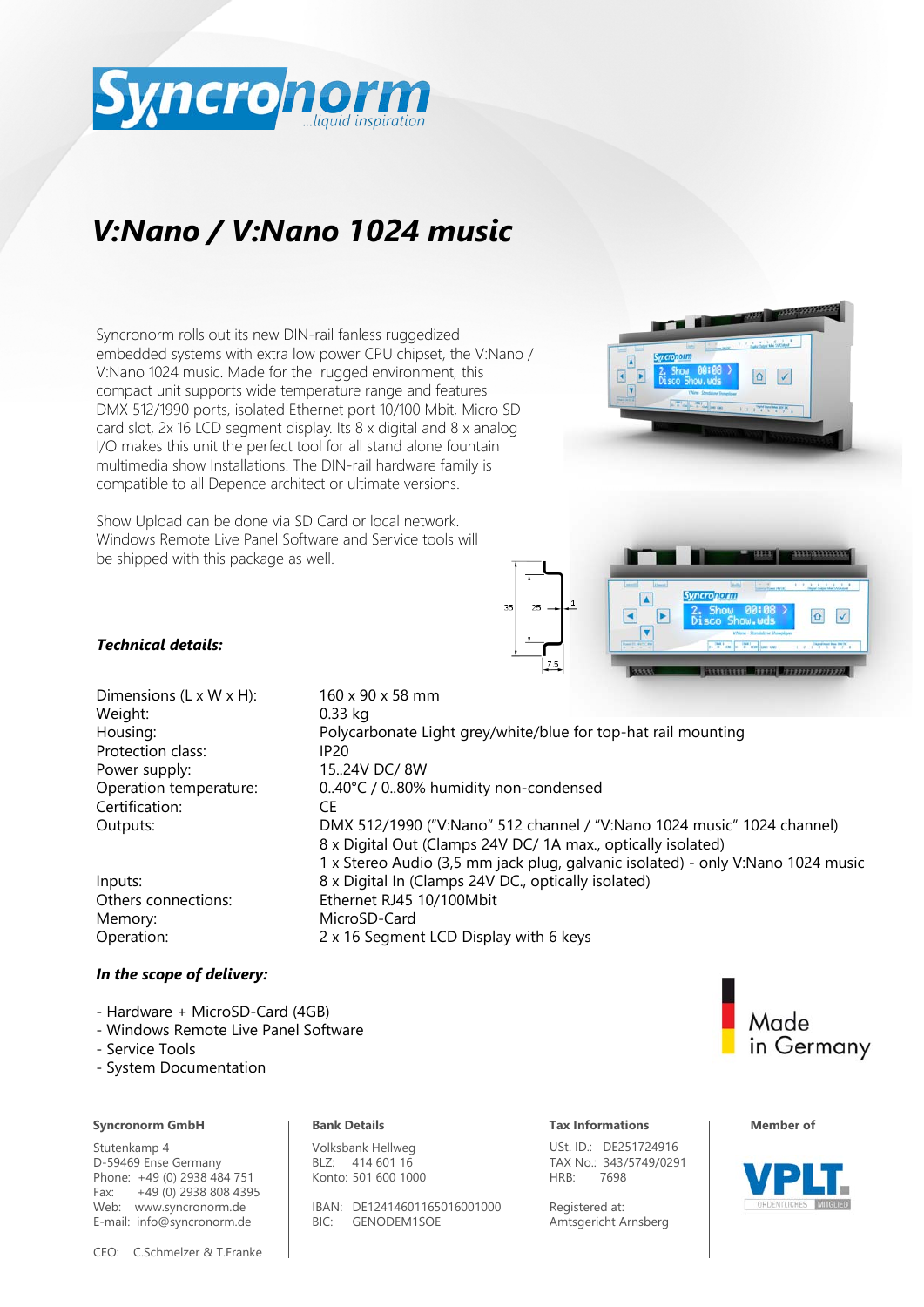# V:Nano / V:Nano 1024 music

Syncronorm rolls out its new DIN-rail fanless ruggedized embedded systems with extra low power CPU chipset, the V:Nano / V:Nano 1024 music. Made for the rugged environment, this compact unit supports wide temperature range and features DMX 512/1990 ports, isolated Ethernet port 10/100 Mbit, Micro SD card slot, 2x 16 LCD segment display. Its 8 x digital and 8 x analog I/O makes this unit the perfect tool for all stand alone fountain multimedia show Installations. The DIN-rail hardware family is compatible to all Depence architect or ultimate versions.

Show Upload can be done via SD Card or local network. Windows Remote Live Panel Software and Service tools will be shipped with this package as well.

### *Technical details:*

| | |
|---|---|
| Dimensions (L x W x H): | 160 x 90 x 58 mm |
| Weight: | 0.33 kg |
| Housing: | Polycarbonate Light grey/white/blue for top-hat rail mounting |
| Protection class: | IP20 |
| Power supply: | 15..24V DC/ 8W |
| Operation temperature: | 0..40°C / 0..80% humidity non-condensed |
| Certification: | CE |
| Outputs: | DMX 512/1990 ("V:Nano" 512 channel / "V:Nano 1024 music" 1024 channel) |
| | 8 x Digital Out (Clamps 24V DC/ 1A max., optically isolated) |
| | 1 x Stereo Audio (3,5 mm jack plug, galvanic isolated) - only V:Nano 1024 music |
| Inputs: | 8 x Digital In (Clamps 24V DC., optically isolated) |
| Others connections: | Ethernet RJ45 10/100Mbit |
| Memory: | MicroSD-Card |
| Operation: | 2 x 16 Segment LCD Display with 6 keys |

### *In the scope of delivery:*

- Hardware + MicroSD-Card (4GB)
- Windows Remote Live Panel Software
- Service Tools
- System Documentation

Made in Germany

**Syncronorm GmbH**
Stutenkamp 4
D-59469 Ense Germany
Phone: +49 (0) 2938 484 751
Fax: +49 (0) 2938 808 4395
Web: www.syncronorm.de
E-mail: info@syncronorm.de

CEO: C.Schmelzer & T.Franke

**Bank Details**
Volksbank Hellweg
BLZ: 414 601 16
Konto: 501 600 1000

IBAN: DE12414601165016001000
BIC: GENODEM1SOE

**Tax Informations**
USt. ID.: DE251724916
TAX No.: 343/5749/0291
HRB: 7698

Registered at:
Amtsgericht Arnsberg

**Member of**
VPLT ORDENTLICHES MITGLIED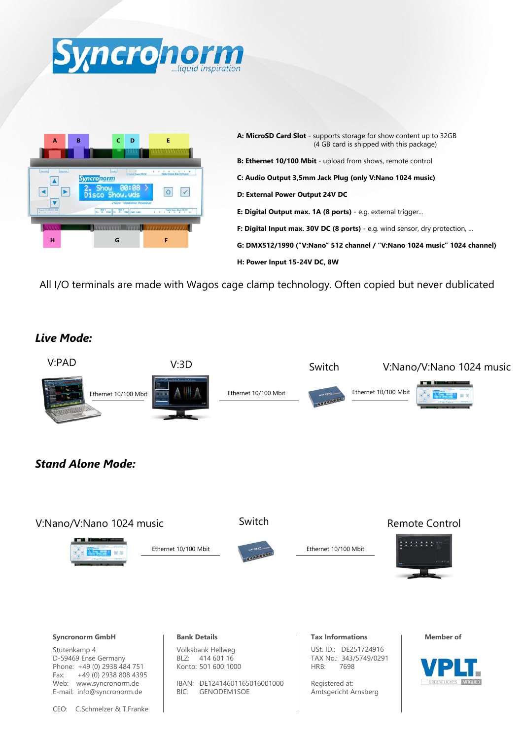**A: MicroSD Card Slot** - supports storage for show content up to 32GB (4 GB card is shipped with this package)

**B: Ethernet 10/100 Mbit** - upload from shows, remote control

**C: Audio Output 3,5mm Jack Plug (only V:Nano 1024 music)**

**D: External Power Output 24V DC**

**E: Digital Output max. 1A (8 ports)** - e.g. external trigger...

**F: Digital Input max. 30V DC (8 ports)** - e.g. wind sensor, dry protection, ...

**G: DMX512/1990 ("V:Nano" 512 channel / "V:Nano 1024 music" 1024 channel)**

**H: Power Input 15-24V DC, 8W**

All I/O terminals are made with Wagos cage clamp technology. Often copied but never dublicated

## *Live Mode:*

V:PAD — Ethernet 10/100 Mbit — V:3D — Ethernet 10/100 Mbit — Switch — Ethernet 10/100 Mbit — V:Nano/V:Nano 1024 music

## *Stand Alone Mode:*

V:Nano/V:Nano 1024 music — Ethernet 10/100 Mbit — Switch — Ethernet 10/100 Mbit — Remote Control

**Syncronorm GmbH**

Stutenkamp 4
D-59469 Ense Germany
Phone: +49 (0) 2938 484 751
Fax: +49 (0) 2938 808 4395
Web: www.syncronorm.de
E-mail: info@syncronorm.de

CEO: C.Schmelzer & T.Franke

**Bank Details**

Volksbank Hellweg
BLZ: 414 601 16
Konto: 501 600 1000

IBAN: DE12414601165016001000
BIC: GENODEM1SOE

**Tax Informations**

USt. ID.: DE251724916
TAX No.: 343/5749/0291
HRB: 7698

Registered at:
Amtsgericht Arnsberg

**Member of**

VPLT ORDENTLICHES MITGLIED